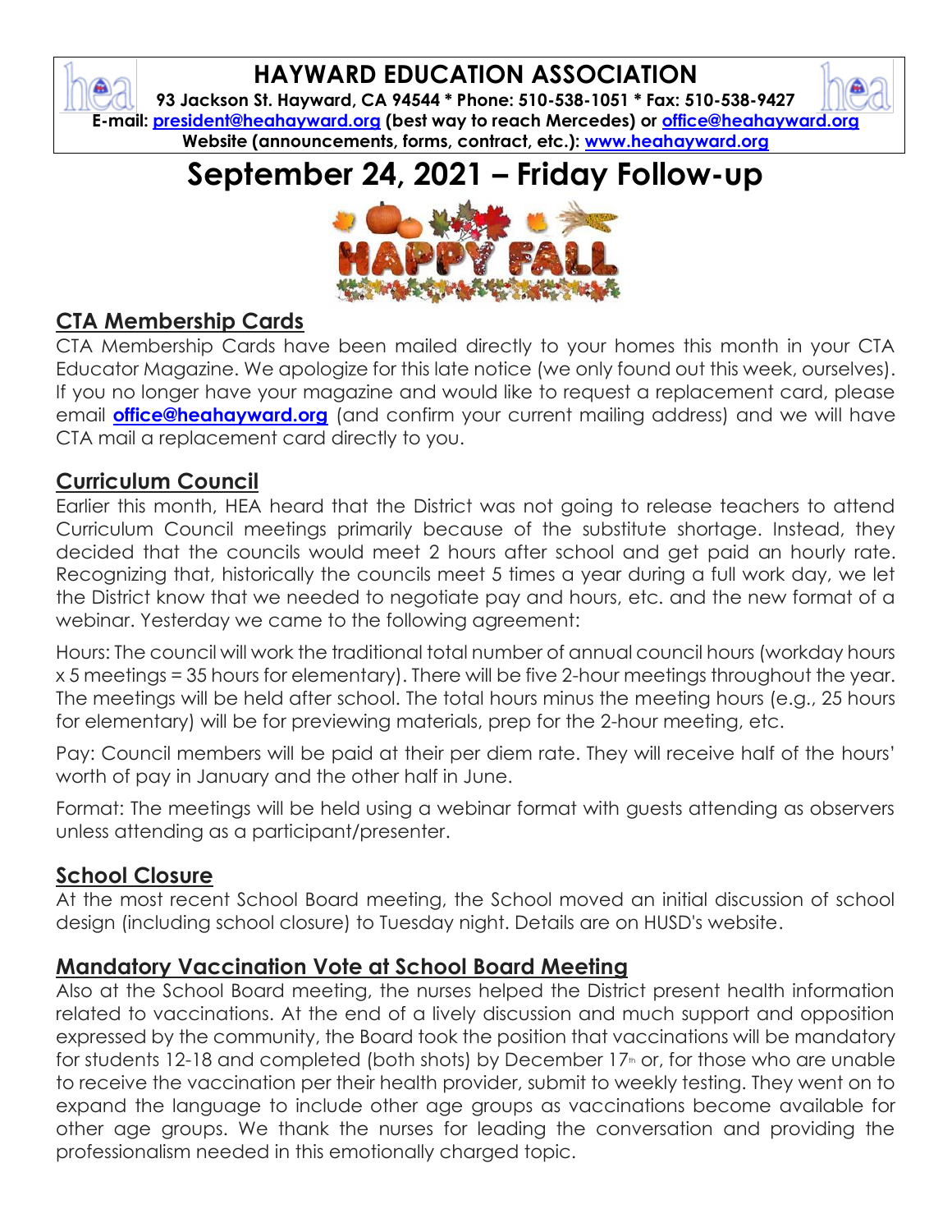# HAYWARD EDUCATION ASSOCIATION

**93 Jackson St. Hayward, CA 94544 * Phone: 510-538-1051 * Fax: 510-538-9427**
**E-mail: president@heahayward.org (best way to reach Mercedes) or office@heahayward.org**
**Website (announcements, forms, contract, etc.): www.heahayward.org**

# September 24, 2021 – Friday Follow-up

## CTA Membership Cards

CTA Membership Cards have been mailed directly to your homes this month in your CTA Educator Magazine. We apologize for this late notice (we only found out this week, ourselves). If you no longer have your magazine and would like to request a replacement card, please email **office@heahayward.org** (and confirm your current mailing address) and we will have CTA mail a replacement card directly to you.

## Curriculum Council

Earlier this month, HEA heard that the District was not going to release teachers to attend Curriculum Council meetings primarily because of the substitute shortage. Instead, they decided that the councils would meet 2 hours after school and get paid an hourly rate. Recognizing that, historically the councils meet 5 times a year during a full work day, we let the District know that we needed to negotiate pay and hours, etc. and the new format of a webinar. Yesterday we came to the following agreement:

Hours: The council will work the traditional total number of annual council hours (workday hours x 5 meetings = 35 hours for elementary). There will be five 2-hour meetings throughout the year. The meetings will be held after school. The total hours minus the meeting hours (e.g., 25 hours for elementary) will be for previewing materials, prep for the 2-hour meeting, etc.

Pay: Council members will be paid at their per diem rate. They will receive half of the hours' worth of pay in January and the other half in June.

Format: The meetings will be held using a webinar format with guests attending as observers unless attending as a participant/presenter.

## School Closure

At the most recent School Board meeting, the School moved an initial discussion of school design (including school closure) to Tuesday night. Details are on HUSD's website.

## Mandatory Vaccination Vote at School Board Meeting

Also at the School Board meeting, the nurses helped the District present health information related to vaccinations. At the end of a lively discussion and much support and opposition expressed by the community, the Board took the position that vaccinations will be mandatory for students 12-18 and completed (both shots) by December 17th or, for those who are unable to receive the vaccination per their health provider, submit to weekly testing. They went on to expand the language to include other age groups as vaccinations become available for other age groups. We thank the nurses for leading the conversation and providing the professionalism needed in this emotionally charged topic.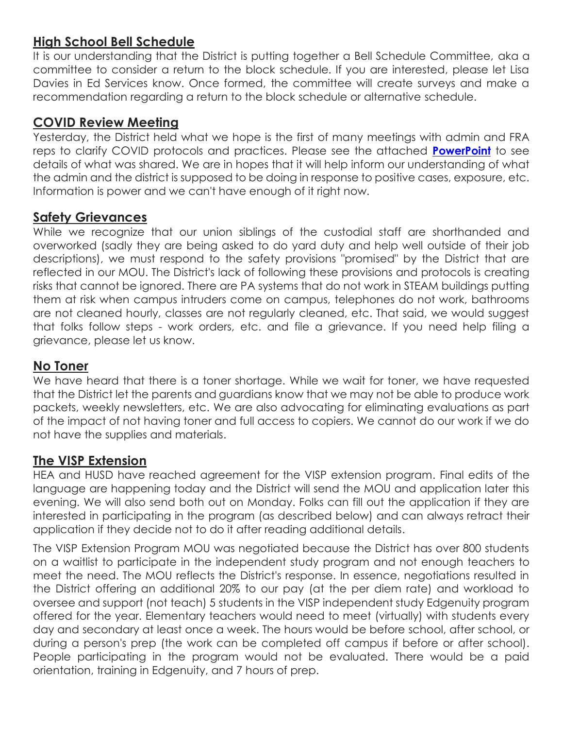## High School Bell Schedule

It is our understanding that the District is putting together a Bell Schedule Committee, aka a committee to consider a return to the block schedule. If you are interested, please let Lisa Davies in Ed Services know. Once formed, the committee will create surveys and make a recommendation regarding a return to the block schedule or alternative schedule.

## COVID Review Meeting

Yesterday, the District held what we hope is the first of many meetings with admin and FRA reps to clarify COVID protocols and practices. Please see the attached **PowerPoint** to see details of what was shared. We are in hopes that it will help inform our understanding of what the admin and the district is supposed to be doing in response to positive cases, exposure, etc. Information is power and we can't have enough of it right now.

## Safety Grievances

While we recognize that our union siblings of the custodial staff are shorthanded and overworked (sadly they are being asked to do yard duty and help well outside of their job descriptions), we must respond to the safety provisions "promised" by the District that are reflected in our MOU. The District's lack of following these provisions and protocols is creating risks that cannot be ignored. There are PA systems that do not work in STEAM buildings putting them at risk when campus intruders come on campus, telephones do not work, bathrooms are not cleaned hourly, classes are not regularly cleaned, etc. That said, we would suggest that folks follow steps - work orders, etc. and file a grievance. If you need help filing a grievance, please let us know.

## No Toner

We have heard that there is a toner shortage. While we wait for toner, we have requested that the District let the parents and guardians know that we may not be able to produce work packets, weekly newsletters, etc. We are also advocating for eliminating evaluations as part of the impact of not having toner and full access to copiers. We cannot do our work if we do not have the supplies and materials.

## The VISP Extension

HEA and HUSD have reached agreement for the VISP extension program. Final edits of the language are happening today and the District will send the MOU and application later this evening. We will also send both out on Monday. Folks can fill out the application if they are interested in participating in the program (as described below) and can always retract their application if they decide not to do it after reading additional details.

The VISP Extension Program MOU was negotiated because the District has over 800 students on a waitlist to participate in the independent study program and not enough teachers to meet the need. The MOU reflects the District's response. In essence, negotiations resulted in the District offering an additional 20% to our pay (at the per diem rate) and workload to oversee and support (not teach) 5 students in the VISP independent study Edgenuity program offered for the year. Elementary teachers would need to meet (virtually) with students every day and secondary at least once a week. The hours would be before school, after school, or during a person's prep (the work can be completed off campus if before or after school). People participating in the program would not be evaluated. There would be a paid orientation, training in Edgenuity, and 7 hours of prep.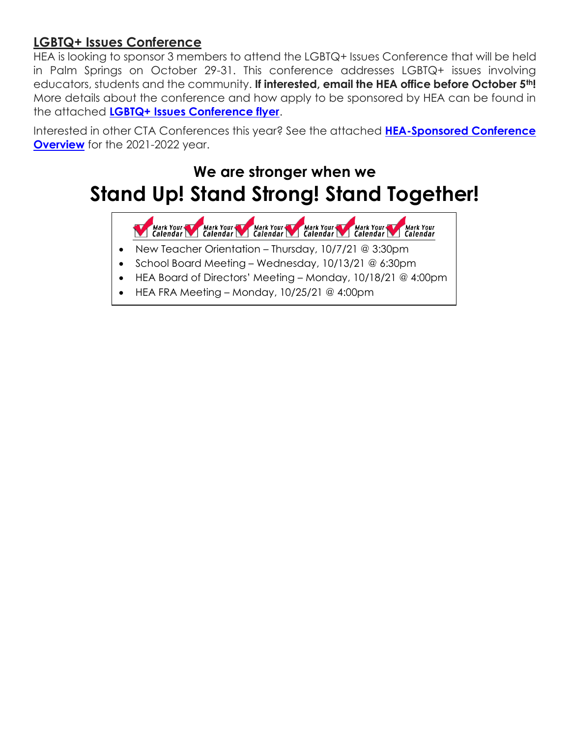## LGBTQ+ Issues Conference

HEA is looking to sponsor 3 members to attend the LGBTQ+ Issues Conference that will be held in Palm Springs on October 29-31. This conference addresses LGBTQ+ issues involving educators, students and the community. **If interested, email the HEA office before October 5th!** More details about the conference and how apply to be sponsored by HEA can be found in the attached **LGBTQ+ Issues Conference flyer**.

Interested in other CTA Conferences this year? See the attached **HEA-Sponsored Conference Overview** for the 2021-2022 year.

### We are stronger when we

# Stand Up! Stand Strong! Stand Together!

Mark Your Calendar Mark Your Calendar Mark Your Calendar Mark Your Calendar Mark Your Calendar Mark Your Calendar

- New Teacher Orientation – Thursday, 10/7/21 @ 3:30pm
- School Board Meeting – Wednesday, 10/13/21 @ 6:30pm
- HEA Board of Directors' Meeting – Monday, 10/18/21 @ 4:00pm
- HEA FRA Meeting – Monday, 10/25/21 @ 4:00pm